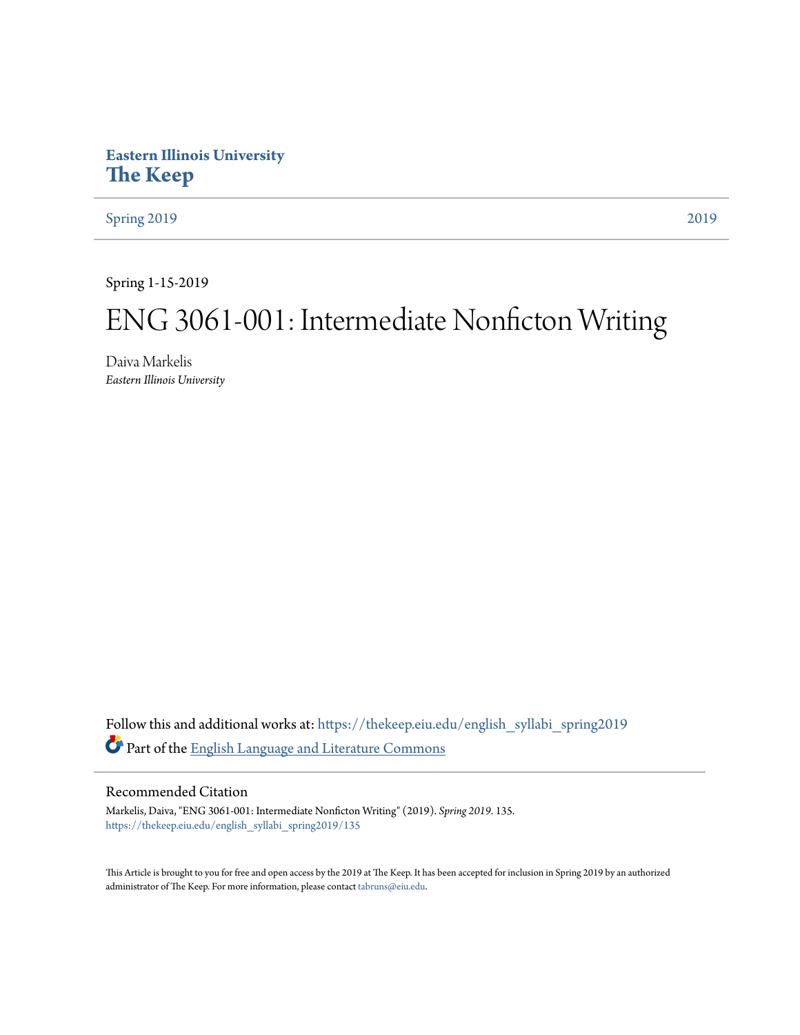**Eastern Illinois University**
**The Keep**

Spring 2019 | 2019

Spring 1-15-2019

# ENG 3061-001: Intermediate Nonficton Writing

Daiva Markelis
*Eastern Illinois University*

Follow this and additional works at: https://thekeep.eiu.edu/english_syllabi_spring2019

Part of the English Language and Literature Commons

## Recommended Citation

Markelis, Daiva, "ENG 3061-001: Intermediate Nonficton Writing" (2019). *Spring 2019*. 135.
https://thekeep.eiu.edu/english_syllabi_spring2019/135

This Article is brought to you for free and open access by the 2019 at The Keep. It has been accepted for inclusion in Spring 2019 by an authorized administrator of The Keep. For more information, please contact tabruns@eiu.edu.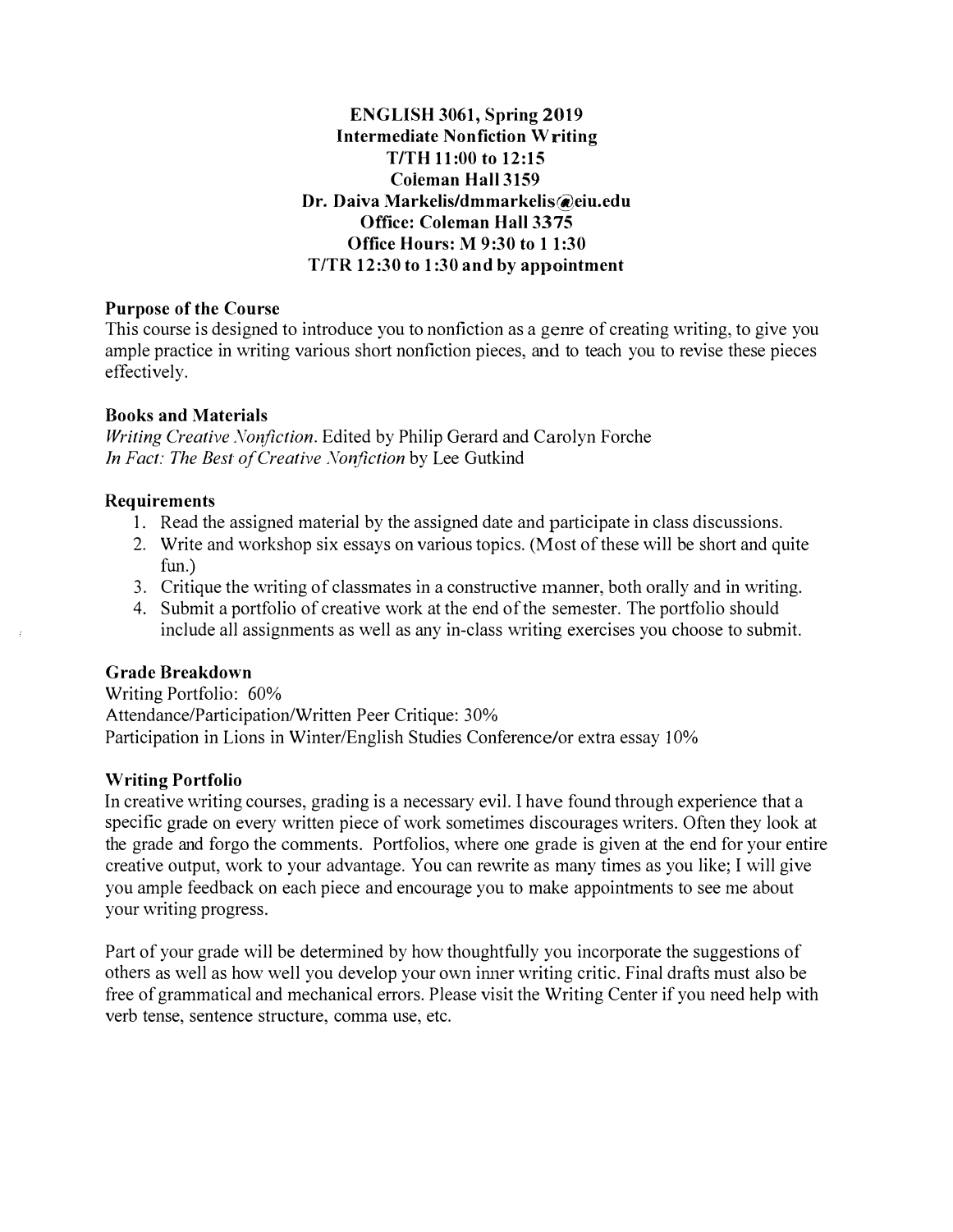**ENGLISH 3061, Spring 2019**
**Intermediate Nonfiction Writing**
**T/TH 11:00 to 12:15**
**Coleman Hall 3159**
**Dr. Daiva Markelis/dmmarkelis@eiu.edu**
**Office: Coleman Hall 3375**
**Office Hours: M 9:30 to 11:30**
**T/TR 12:30 to 1:30 and by appointment**

### Purpose of the Course

This course is designed to introduce you to nonfiction as a genre of creating writing, to give you ample practice in writing various short nonfiction pieces, and to teach you to revise these pieces effectively.

### Books and Materials

*Writing Creative Nonfiction*. Edited by Philip Gerard and Carolyn Forche
*In Fact: The Best of Creative Nonfiction* by Lee Gutkind

### Requirements

1. Read the assigned material by the assigned date and participate in class discussions.
2. Write and workshop six essays on various topics. (Most of these will be short and quite fun.)
3. Critique the writing of classmates in a constructive manner, both orally and in writing.
4. Submit a portfolio of creative work at the end of the semester. The portfolio should include all assignments as well as any in-class writing exercises you choose to submit.

### Grade Breakdown

Writing Portfolio: 60%
Attendance/Participation/Written Peer Critique: 30%
Participation in Lions in Winter/English Studies Conference/or extra essay 10%

### Writing Portfolio

In creative writing courses, grading is a necessary evil. I have found through experience that a specific grade on every written piece of work sometimes discourages writers. Often they look at the grade and forgo the comments. Portfolios, where one grade is given at the end for your entire creative output, work to your advantage. You can rewrite as many times as you like; I will give you ample feedback on each piece and encourage you to make appointments to see me about your writing progress.

Part of your grade will be determined by how thoughtfully you incorporate the suggestions of others as well as how well you develop your own inner writing critic. Final drafts must also be free of grammatical and mechanical errors. Please visit the Writing Center if you need help with verb tense, sentence structure, comma use, etc.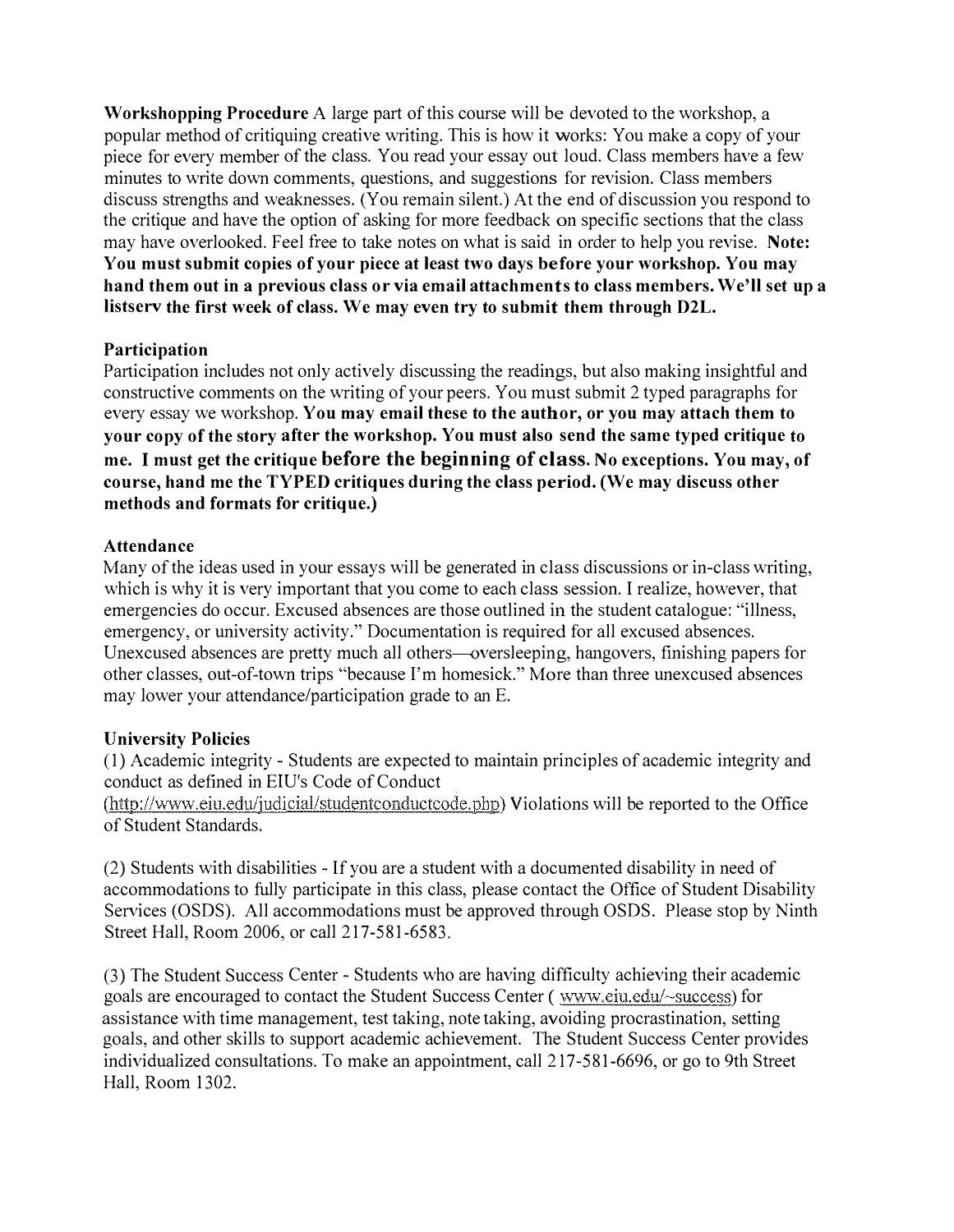**Workshopping Procedure** A large part of this course will be devoted to the workshop, a popular method of critiquing creative writing. This is how it works: You make a copy of your piece for every member of the class. You read your essay out loud. Class members have a few minutes to write down comments, questions, and suggestions for revision. Class members discuss strengths and weaknesses. (You remain silent.) At the end of discussion you respond to the critique and have the option of asking for more feedback on specific sections that the class may have overlooked. Feel free to take notes on what is said in order to help you revise. **Note: You must submit copies of your piece at least two days before your workshop. You may hand them out in a previous class or via email attachments to class members. We'll set up a listserv the first week of class. We may even try to submit them through D2L.**

### Participation

Participation includes not only actively discussing the readings, but also making insightful and constructive comments on the writing of your peers. You must submit 2 typed paragraphs for every essay we workshop. **You may email these to the author, or you may attach them to your copy of the story after the workshop. You must also send the same typed critique to me. I must get the critique before the beginning of class. No exceptions. You may, of course, hand me the TYPED critiques during the class period. (We may discuss other methods and formats for critique.)**

### Attendance

Many of the ideas used in your essays will be generated in class discussions or in-class writing, which is why it is very important that you come to each class session. I realize, however, that emergencies do occur. Excused absences are those outlined in the student catalogue: "illness, emergency, or university activity." Documentation is required for all excused absences. Unexcused absences are pretty much all others—oversleeping, hangovers, finishing papers for other classes, out-of-town trips "because I'm homesick." More than three unexcused absences may lower your attendance/participation grade to an E.

### University Policies

(1) Academic integrity - Students are expected to maintain principles of academic integrity and conduct as defined in EIU's Code of Conduct (http://www.eiu.edu/judicial/studentconductcode.php) Violations will be reported to the Office of Student Standards.

(2) Students with disabilities - If you are a student with a documented disability in need of accommodations to fully participate in this class, please contact the Office of Student Disability Services (OSDS). All accommodations must be approved through OSDS. Please stop by Ninth Street Hall, Room 2006, or call 217-581-6583.

(3) The Student Success Center - Students who are having difficulty achieving their academic goals are encouraged to contact the Student Success Center ( www.eiu.edu/~success) for assistance with time management, test taking, note taking, avoiding procrastination, setting goals, and other skills to support academic achievement. The Student Success Center provides individualized consultations. To make an appointment, call 217-581-6696, or go to 9th Street Hall, Room 1302.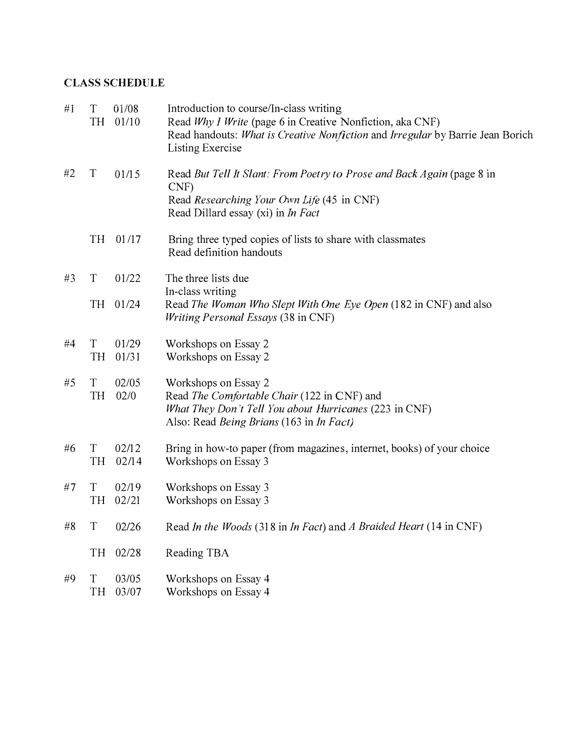**CLASS SCHEDULE**

| | | | |
|---|---|---|---|
| #1 | T | 01/08 | Introduction to course/In-class writing |
| | TH | 01/10 | Read *Why I Write* (page 6 in Creative Nonfiction, aka CNF)<br>Read handouts: *What is Creative Nonfiction* and *Irregular* by Barrie Jean Borich<br>Listing Exercise |
| #2 | T | 01/15 | Read *But Tell It Slant: From Poetry to Prose and Back Again* (page 8 in CNF)<br>Read *Researching Your Own Life* (45 in CNF)<br>Read Dillard essay (xi) in *In Fact* |
| | TH | 01/17 | Bring three typed copies of lists to share with classmates<br>Read definition handouts |
| #3 | T | 01/22 | The three lists due<br>In-class writing |
| | TH | 01/24 | Read *The Woman Who Slept With One Eye Open* (182 in CNF) and also *Writing Personal Essays* (38 in CNF) |
| #4 | T | 01/29 | Workshops on Essay 2 |
| | TH | 01/31 | Workshops on Essay 2 |
| #5 | T | 02/05 | Workshops on Essay 2 |
| | TH | 02/0 | Read *The Comfortable Chair* (122 in CNF) and<br>*What They Don't Tell You about Hurricanes* (223 in CNF)<br>Also: Read *Being Brians* (163 in *In Fact)* |
| #6 | T | 02/12 | Bring in how-to paper (from magazines, internet, books) of your choice |
| | TH | 02/14 | Workshops on Essay 3 |
| #7 | T | 02/19 | Workshops on Essay 3 |
| | TH | 02/21 | Workshops on Essay 3 |
| #8 | T | 02/26 | Read *In the Woods* (318 in *In Fact*) and *A Braided Heart* (14 in CNF) |
| | TH | 02/28 | Reading TBA |
| #9 | T | 03/05 | Workshops on Essay 4 |
| | TH | 03/07 | Workshops on Essay 4 |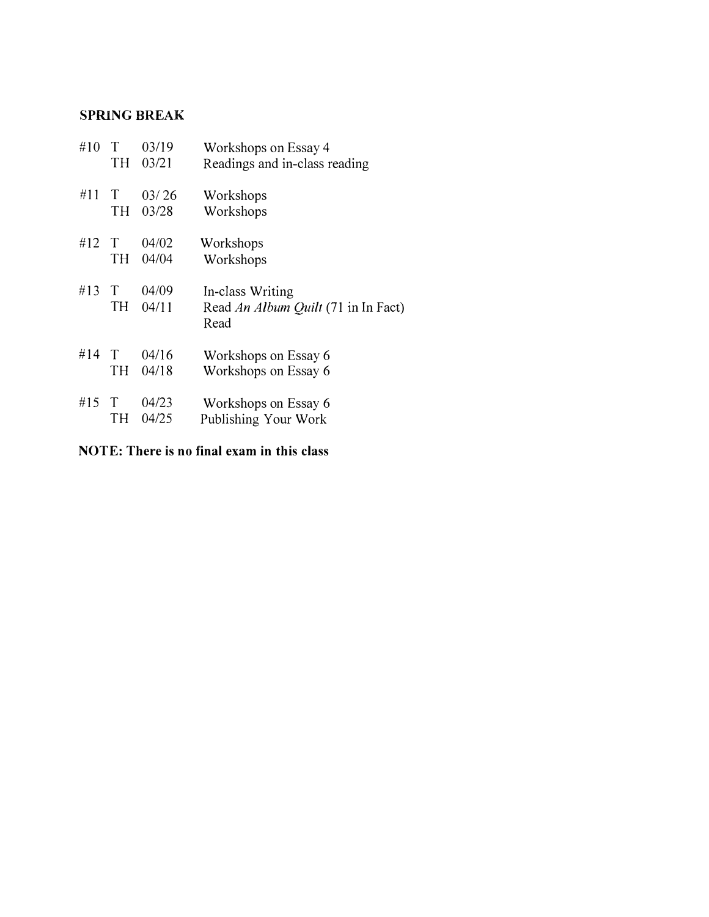**SPRING BREAK**

| | | | |
|---|---|---|---|
| #10 | T | 03/19 | Workshops on Essay 4 |
| | TH | 03/21 | Readings and in-class reading |
| #11 | T | 03/ 26 | Workshops |
| | TH | 03/28 | Workshops |
| #12 | T | 04/02 | Workshops |
| | TH | 04/04 | Workshops |
| #13 | T | 04/09 | In-class Writing |
| | TH | 04/11 | Read *An Album Quilt* (71 in In Fact) Read |
| #14 | T | 04/16 | Workshops on Essay 6 |
| | TH | 04/18 | Workshops on Essay 6 |
| #15 | T | 04/23 | Workshops on Essay 6 |
| | TH | 04/25 | Publishing Your Work |

**NOTE: There is no final exam in this class**